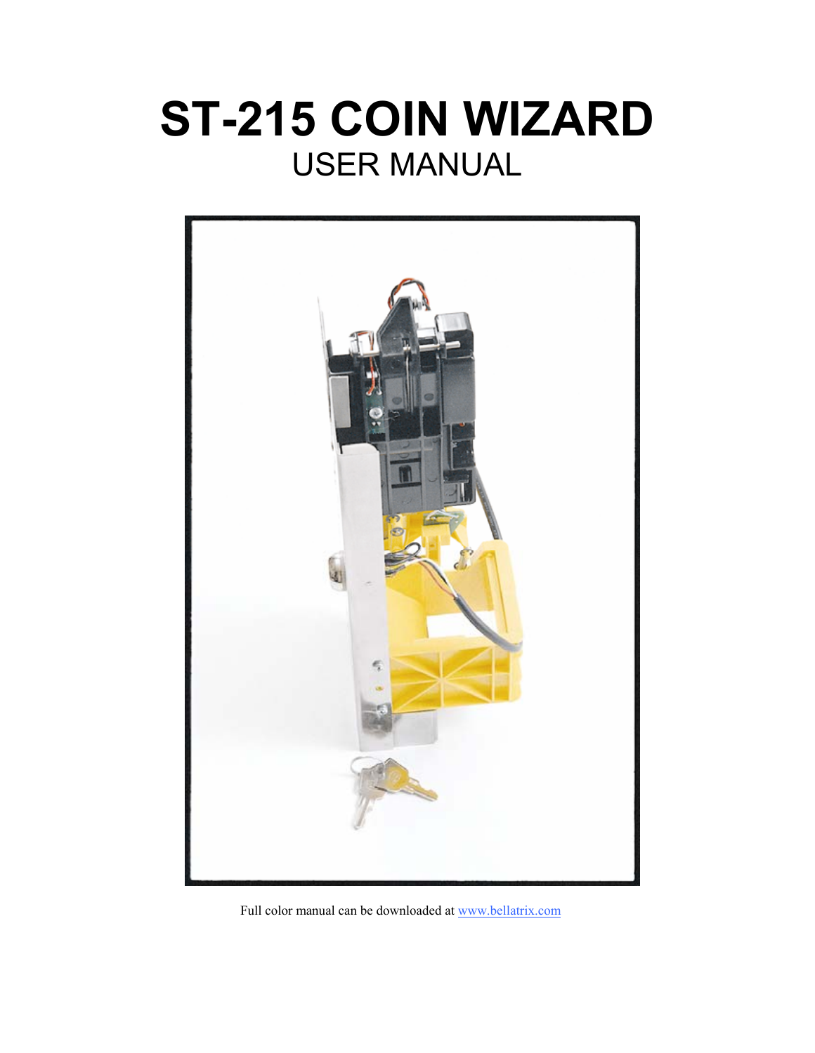# ST-215 COIN WIZARD

## USER MANUAL

Full color manual can be downloaded at www.bellatrix.com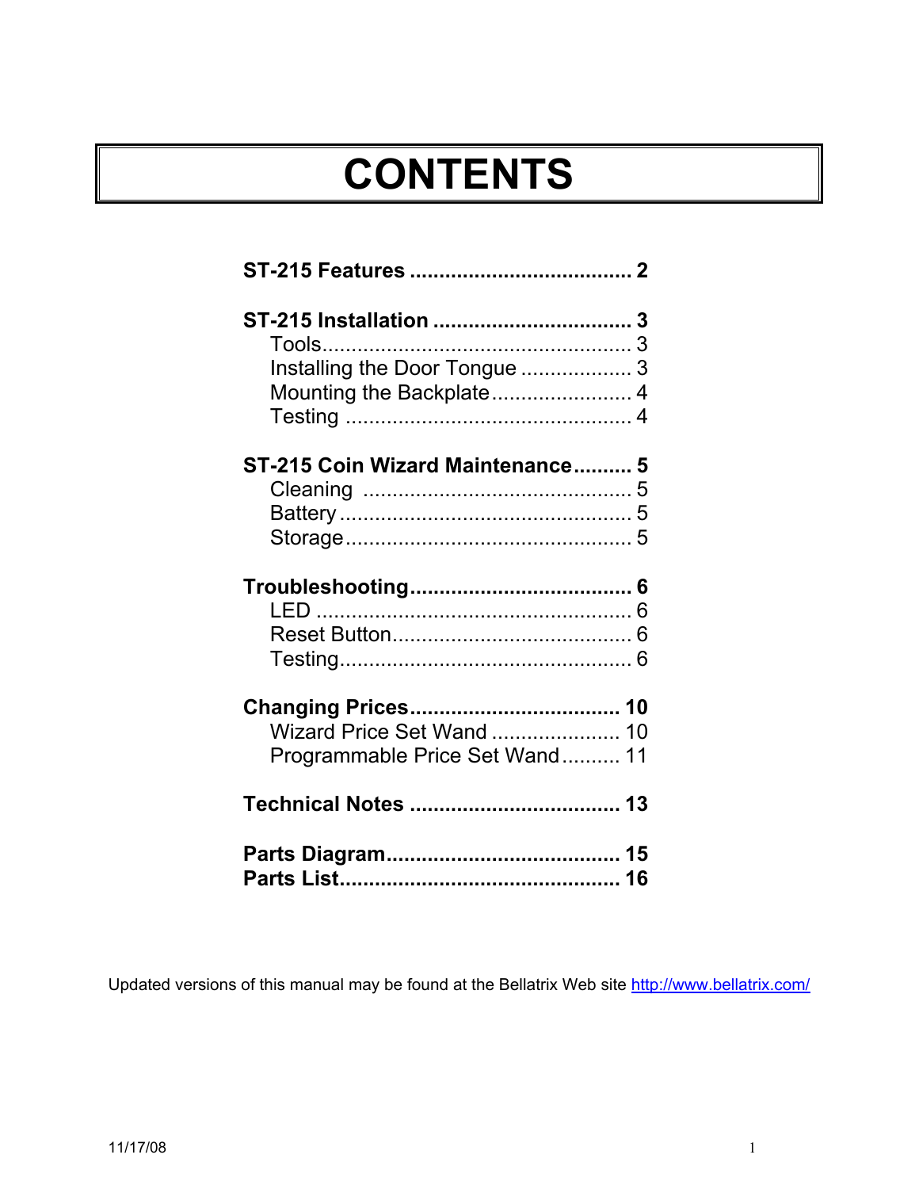# CONTENTS

**ST-215 Features ..................................... 2**

**ST-215 Installation .................................. 3**
- Tools..................................................... 3
- Installing the Door Tongue ................... 3
- Mounting the Backplate........................ 4
- Testing ................................................. 4

**ST-215 Coin Wizard Maintenance.......... 5**
- Cleaning .............................................. 5
- Battery .................................................. 5
- Storage................................................. 5

**Troubleshooting..................................... 6**
- LED ...................................................... 6
- Reset Button......................................... 6
- Testing.................................................. 6

**Changing Prices.................................... 10**
- Wizard Price Set Wand ...................... 10
- Programmable Price Set Wand.......... 11

**Technical Notes .................................... 13**

**Parts Diagram........................................ 15**
**Parts List................................................ 16**

Updated versions of this manual may be found at the Bellatrix Web site http://www.bellatrix.com/

11/17/08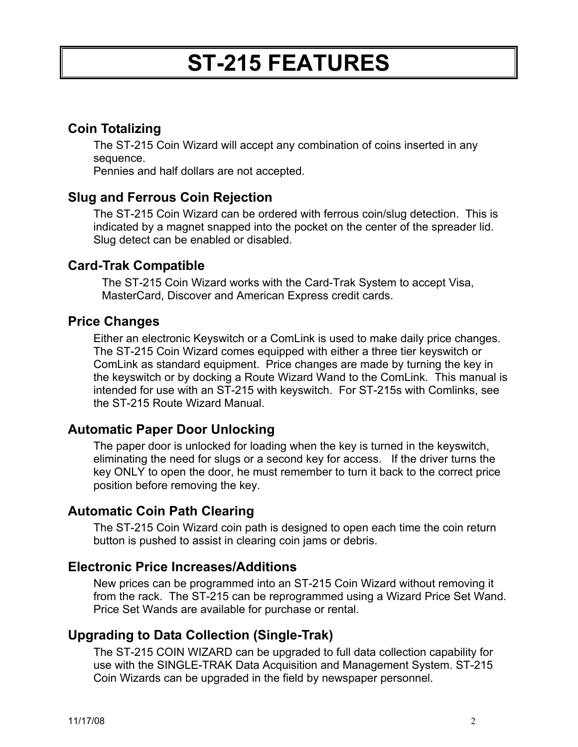# ST-215 FEATURES

## Coin Totalizing

The ST-215 Coin Wizard will accept any combination of coins inserted in any sequence.
Pennies and half dollars are not accepted.

## Slug and Ferrous Coin Rejection

The ST-215 Coin Wizard can be ordered with ferrous coin/slug detection. This is indicated by a magnet snapped into the pocket on the center of the spreader lid. Slug detect can be enabled or disabled.

## Card-Trak Compatible

The ST-215 Coin Wizard works with the Card-Trak System to accept Visa, MasterCard, Discover and American Express credit cards.

## Price Changes

Either an electronic Keyswitch or a ComLink is used to make daily price changes. The ST-215 Coin Wizard comes equipped with either a three tier keyswitch or ComLink as standard equipment. Price changes are made by turning the key in the keyswitch or by docking a Route Wizard Wand to the ComLink. This manual is intended for use with an ST-215 with keyswitch. For ST-215s with Comlinks, see the ST-215 Route Wizard Manual.

## Automatic Paper Door Unlocking

The paper door is unlocked for loading when the key is turned in the keyswitch, eliminating the need for slugs or a second key for access. If the driver turns the key ONLY to open the door, he must remember to turn it back to the correct price position before removing the key.

## Automatic Coin Path Clearing

The ST-215 Coin Wizard coin path is designed to open each time the coin return button is pushed to assist in clearing coin jams or debris.

## Electronic Price Increases/Additions

New prices can be programmed into an ST-215 Coin Wizard without removing it from the rack. The ST-215 can be reprogrammed using a Wizard Price Set Wand. Price Set Wands are available for purchase or rental.

## Upgrading to Data Collection (Single-Trak)

The ST-215 COIN WIZARD can be upgraded to full data collection capability for use with the SINGLE-TRAK Data Acquisition and Management System. ST-215 Coin Wizards can be upgraded in the field by newspaper personnel.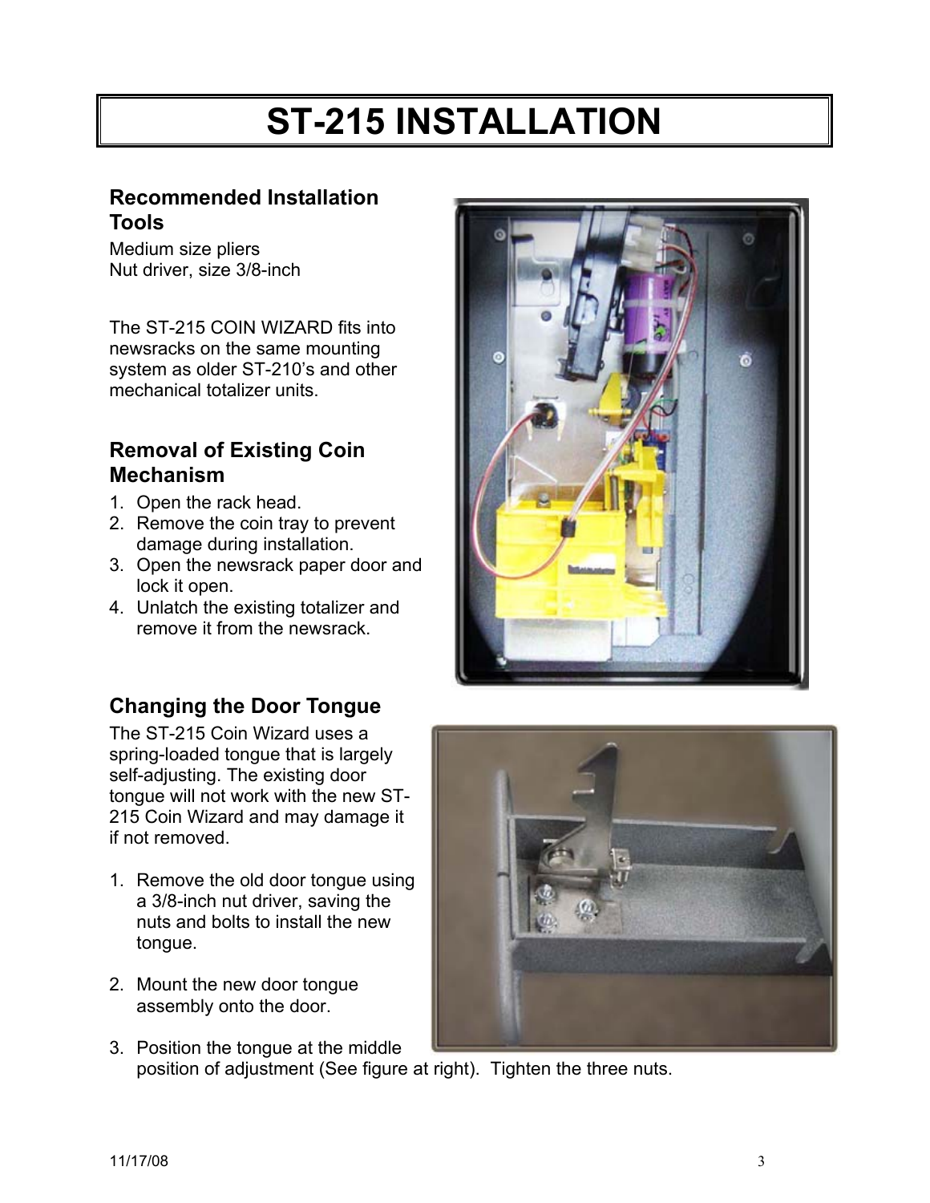# ST-215 INSTALLATION

## Recommended Installation Tools

Medium size pliers
Nut driver, size 3/8-inch

The ST-215 COIN WIZARD fits into newsracks on the same mounting system as older ST-210's and other mechanical totalizer units.

## Removal of Existing Coin Mechanism

1. Open the rack head.
2. Remove the coin tray to prevent damage during installation.
3. Open the newsrack paper door and lock it open.
4. Unlatch the existing totalizer and remove it from the newsrack.

## Changing the Door Tongue

The ST-215 Coin Wizard uses a spring-loaded tongue that is largely self-adjusting. The existing door tongue will not work with the new ST-215 Coin Wizard and may damage it if not removed.

1. Remove the old door tongue using a 3/8-inch nut driver, saving the nuts and bolts to install the new tongue.

2. Mount the new door tongue assembly onto the door.

3. Position the tongue at the middle position of adjustment (See figure at right). Tighten the three nuts.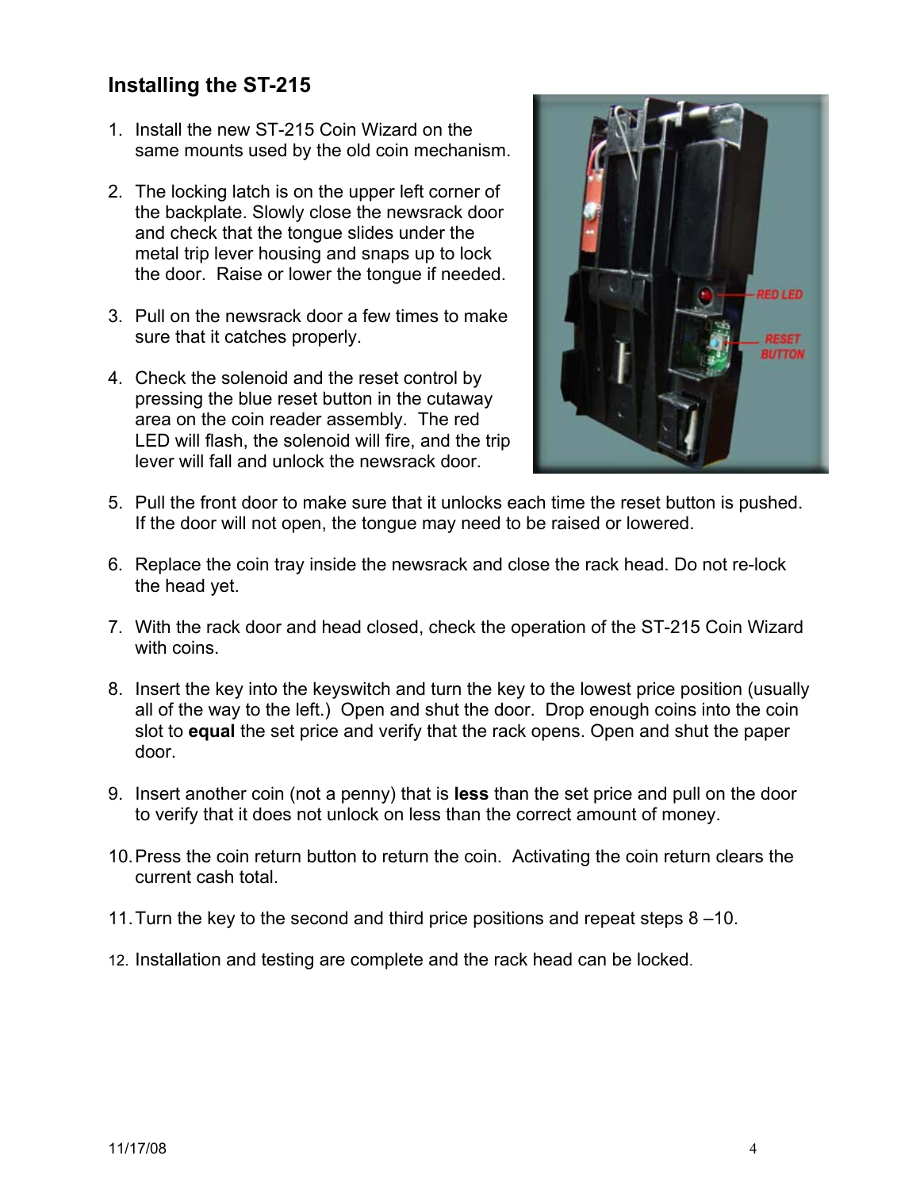## Installing the ST-215

1. Install the new ST-215 Coin Wizard on the same mounts used by the old coin mechanism.

2. The locking latch is on the upper left corner of the backplate. Slowly close the newsrack door and check that the tongue slides under the metal trip lever housing and snaps up to lock the door. Raise or lower the tongue if needed.

3. Pull on the newsrack door a few times to make sure that it catches properly.

4. Check the solenoid and the reset control by pressing the blue reset button in the cutaway area on the coin reader assembly. The red LED will flash, the solenoid will fire, and the trip lever will fall and unlock the newsrack door.

5. Pull the front door to make sure that it unlocks each time the reset button is pushed. If the door will not open, the tongue may need to be raised or lowered.

6. Replace the coin tray inside the newsrack and close the rack head. Do not re-lock the head yet.

7. With the rack door and head closed, check the operation of the ST-215 Coin Wizard with coins.

8. Insert the key into the keyswitch and turn the key to the lowest price position (usually all of the way to the left.) Open and shut the door. Drop enough coins into the coin slot to **equal** the set price and verify that the rack opens. Open and shut the paper door.

9. Insert another coin (not a penny) that is **less** than the set price and pull on the door to verify that it does not unlock on less than the correct amount of money.

10. Press the coin return button to return the coin. Activating the coin return clears the current cash total.

11. Turn the key to the second and third price positions and repeat steps 8 –10.

12. Installation and testing are complete and the rack head can be locked.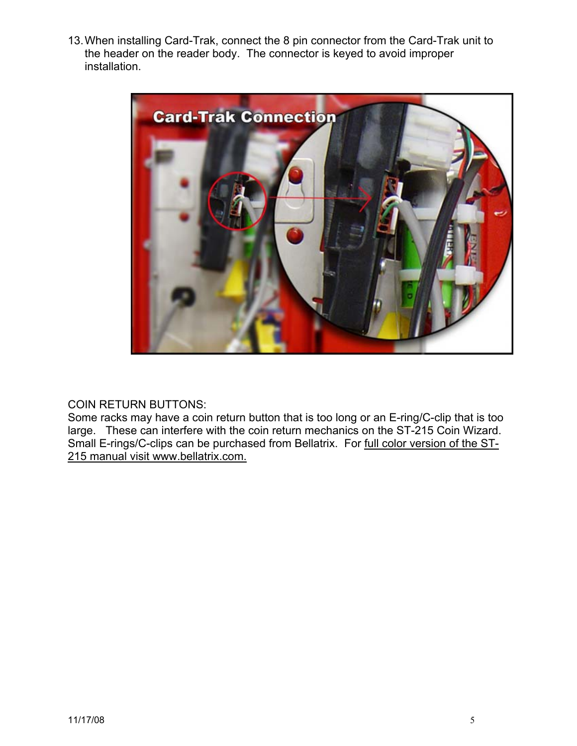13. When installing Card-Trak, connect the 8 pin connector from the Card-Trak unit to the header on the reader body. The connector is keyed to avoid improper installation.

COIN RETURN BUTTONS:
Some racks may have a coin return button that is too long or an E-ring/C-clip that is too large. These can interfere with the coin return mechanics on the ST-215 Coin Wizard. Small E-rings/C-clips can be purchased from Bellatrix. For full color version of the ST-215 manual visit www.bellatrix.com.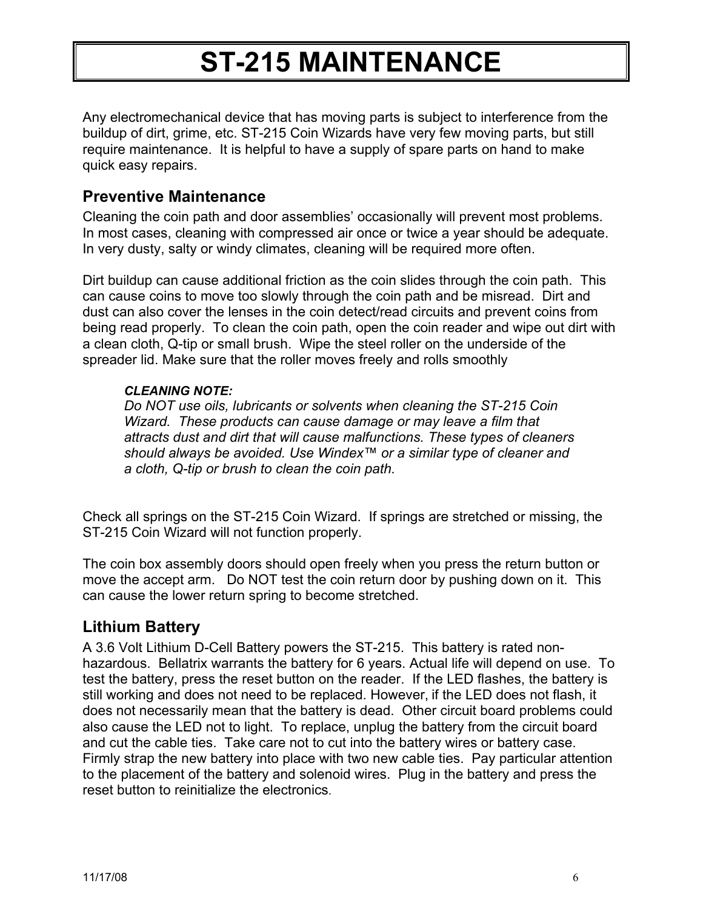# ST-215 MAINTENANCE

Any electromechanical device that has moving parts is subject to interference from the buildup of dirt, grime, etc. ST-215 Coin Wizards have very few moving parts, but still require maintenance. It is helpful to have a supply of spare parts on hand to make quick easy repairs.

## Preventive Maintenance

Cleaning the coin path and door assemblies' occasionally will prevent most problems. In most cases, cleaning with compressed air once or twice a year should be adequate. In very dusty, salty or windy climates, cleaning will be required more often.

Dirt buildup can cause additional friction as the coin slides through the coin path. This can cause coins to move too slowly through the coin path and be misread. Dirt and dust can also cover the lenses in the coin detect/read circuits and prevent coins from being read properly. To clean the coin path, open the coin reader and wipe out dirt with a clean cloth, Q-tip or small brush. Wipe the steel roller on the underside of the spreader lid. Make sure that the roller moves freely and rolls smoothly

> ***CLEANING NOTE:***
> *Do NOT use oils, lubricants or solvents when cleaning the ST-215 Coin Wizard. These products can cause damage or may leave a film that attracts dust and dirt that will cause malfunctions. These types of cleaners should always be avoided. Use Windex™ or a similar type of cleaner and a cloth, Q-tip or brush to clean the coin path.*

Check all springs on the ST-215 Coin Wizard. If springs are stretched or missing, the ST-215 Coin Wizard will not function properly.

The coin box assembly doors should open freely when you press the return button or move the accept arm. Do NOT test the coin return door by pushing down on it. This can cause the lower return spring to become stretched.

## Lithium Battery

A 3.6 Volt Lithium D-Cell Battery powers the ST-215. This battery is rated non-hazardous. Bellatrix warrants the battery for 6 years. Actual life will depend on use. To test the battery, press the reset button on the reader. If the LED flashes, the battery is still working and does not need to be replaced. However, if the LED does not flash, it does not necessarily mean that the battery is dead. Other circuit board problems could also cause the LED not to light. To replace, unplug the battery from the circuit board and cut the cable ties. Take care not to cut into the battery wires or battery case. Firmly strap the new battery into place with two new cable ties. Pay particular attention to the placement of the battery and solenoid wires. Plug in the battery and press the reset button to reinitialize the electronics.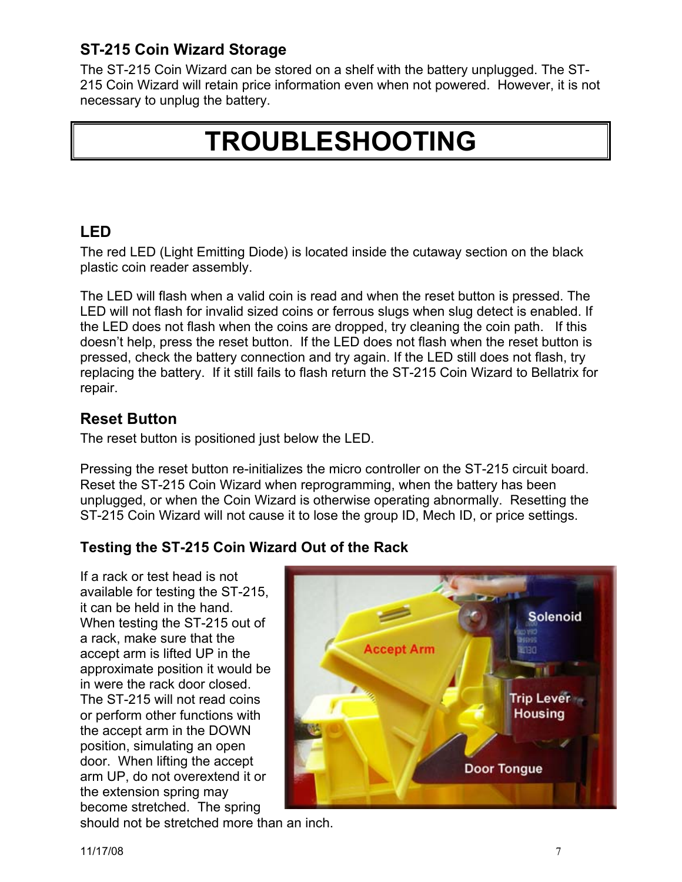## ST-215 Coin Wizard Storage

The ST-215 Coin Wizard can be stored on a shelf with the battery unplugged. The ST-215 Coin Wizard will retain price information even when not powered. However, it is not necessary to unplug the battery.

# TROUBLESHOOTING

## LED

The red LED (Light Emitting Diode) is located inside the cutaway section on the black plastic coin reader assembly.

The LED will flash when a valid coin is read and when the reset button is pressed. The LED will not flash for invalid sized coins or ferrous slugs when slug detect is enabled. If the LED does not flash when the coins are dropped, try cleaning the coin path. If this doesn't help, press the reset button. If the LED does not flash when the reset button is pressed, check the battery connection and try again. If the LED still does not flash, try replacing the battery. If it still fails to flash return the ST-215 Coin Wizard to Bellatrix for repair.

## Reset Button

The reset button is positioned just below the LED.

Pressing the reset button re-initializes the micro controller on the ST-215 circuit board. Reset the ST-215 Coin Wizard when reprogramming, when the battery has been unplugged, or when the Coin Wizard is otherwise operating abnormally. Resetting the ST-215 Coin Wizard will not cause it to lose the group ID, Mech ID, or price settings.

### Testing the ST-215 Coin Wizard Out of the Rack

If a rack or test head is not available for testing the ST-215, it can be held in the hand. When testing the ST-215 out of a rack, make sure that the accept arm is lifted UP in the approximate position it would be in were the rack door closed. The ST-215 will not read coins or perform other functions with the accept arm in the DOWN position, simulating an open door. When lifting the accept arm UP, do not overextend it or the extension spring may become stretched. The spring should not be stretched more than an inch.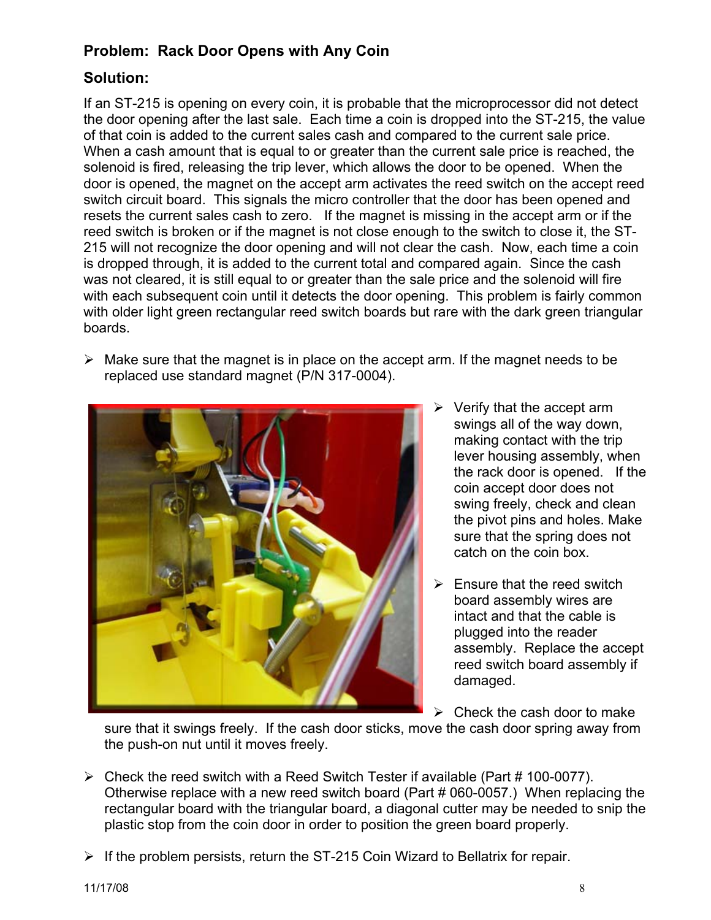## Problem: Rack Door Opens with Any Coin

## Solution:

If an ST-215 is opening on every coin, it is probable that the microprocessor did not detect the door opening after the last sale. Each time a coin is dropped into the ST-215, the value of that coin is added to the current sales cash and compared to the current sale price. When a cash amount that is equal to or greater than the current sale price is reached, the solenoid is fired, releasing the trip lever, which allows the door to be opened. When the door is opened, the magnet on the accept arm activates the reed switch on the accept reed switch circuit board. This signals the micro controller that the door has been opened and resets the current sales cash to zero. If the magnet is missing in the accept arm or if the reed switch is broken or if the magnet is not close enough to the switch to close it, the ST-215 will not recognize the door opening and will not clear the cash. Now, each time a coin is dropped through, it is added to the current total and compared again. Since the cash was not cleared, it is still equal to or greater than the sale price and the solenoid will fire with each subsequent coin until it detects the door opening. This problem is fairly common with older light green rectangular reed switch boards but rare with the dark green triangular boards.

- Make sure that the magnet is in place on the accept arm. If the magnet needs to be replaced use standard magnet (P/N 317-0004).
- Verify that the accept arm swings all of the way down, making contact with the trip lever housing assembly, when the rack door is opened. If the coin accept door does not swing freely, check and clean the pivot pins and holes. Make sure that the spring does not catch on the coin box.
- Ensure that the reed switch board assembly wires are intact and that the cable is plugged into the reader assembly. Replace the accept reed switch board assembly if damaged.
- Check the cash door to make sure that it swings freely. If the cash door sticks, move the cash door spring away from the push-on nut until it moves freely.
- Check the reed switch with a Reed Switch Tester if available (Part # 100-0077). Otherwise replace with a new reed switch board (Part # 060-0057.) When replacing the rectangular board with the triangular board, a diagonal cutter may be needed to snip the plastic stop from the coin door in order to position the green board properly.
- If the problem persists, return the ST-215 Coin Wizard to Bellatrix for repair.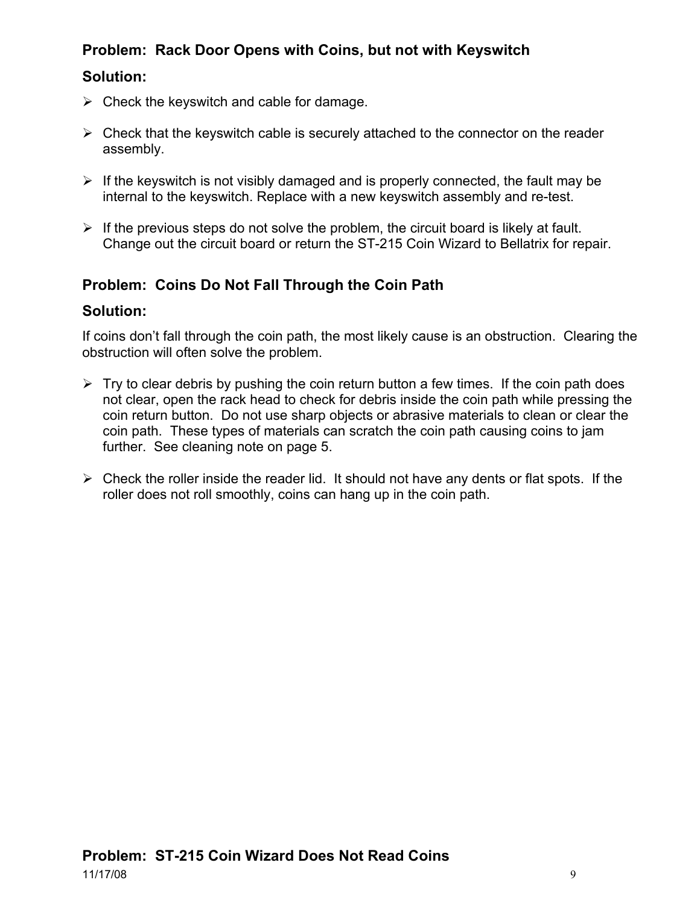### Problem: Rack Door Opens with Coins, but not with Keyswitch

### Solution:

- Check the keyswitch and cable for damage.
- Check that the keyswitch cable is securely attached to the connector on the reader assembly.
- If the keyswitch is not visibly damaged and is properly connected, the fault may be internal to the keyswitch. Replace with a new keyswitch assembly and re-test.
- If the previous steps do not solve the problem, the circuit board is likely at fault. Change out the circuit board or return the ST-215 Coin Wizard to Bellatrix for repair.

### Problem: Coins Do Not Fall Through the Coin Path

### Solution:

If coins don't fall through the coin path, the most likely cause is an obstruction. Clearing the obstruction will often solve the problem.

- Try to clear debris by pushing the coin return button a few times. If the coin path does not clear, open the rack head to check for debris inside the coin path while pressing the coin return button. Do not use sharp objects or abrasive materials to clean or clear the coin path. These types of materials can scratch the coin path causing coins to jam further. See cleaning note on page 5.
- Check the roller inside the reader lid. It should not have any dents or flat spots. If the roller does not roll smoothly, coins can hang up in the coin path.

### Problem: ST-215 Coin Wizard Does Not Read Coins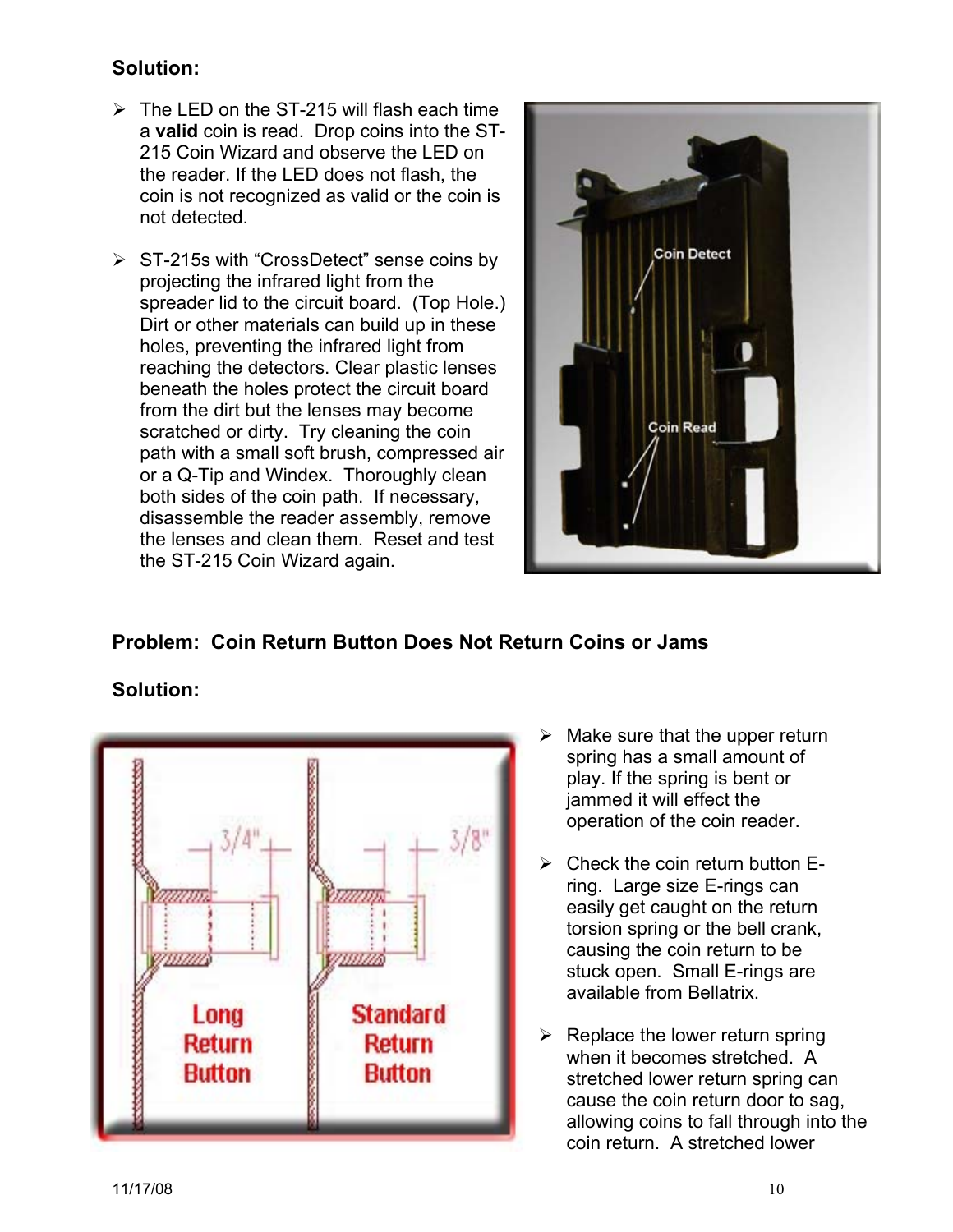**Solution:**

- The LED on the ST-215 will flash each time a **valid** coin is read. Drop coins into the ST-215 Coin Wizard and observe the LED on the reader. If the LED does not flash, the coin is not recognized as valid or the coin is not detected.

- ST-215s with “CrossDetect” sense coins by projecting the infrared light from the spreader lid to the circuit board. (Top Hole.) Dirt or other materials can build up in these holes, preventing the infrared light from reaching the detectors. Clear plastic lenses beneath the holes protect the circuit board from the dirt but the lenses may become scratched or dirty. Try cleaning the coin path with a small soft brush, compressed air or a Q-Tip and Windex. Thoroughly clean both sides of the coin path. If necessary, disassemble the reader assembly, remove the lenses and clean them. Reset and test the ST-215 Coin Wizard again.

**Problem: Coin Return Button Does Not Return Coins or Jams**

**Solution:**

- Make sure that the upper return spring has a small amount of play. If the spring is bent or jammed it will effect the operation of the coin reader.

- Check the coin return button E-ring. Large size E-rings can easily get caught on the return torsion spring or the bell crank, causing the coin return to be stuck open. Small E-rings are available from Bellatrix.

- Replace the lower return spring when it becomes stretched. A stretched lower return spring can cause the coin return door to sag, allowing coins to fall through into the coin return. A stretched lower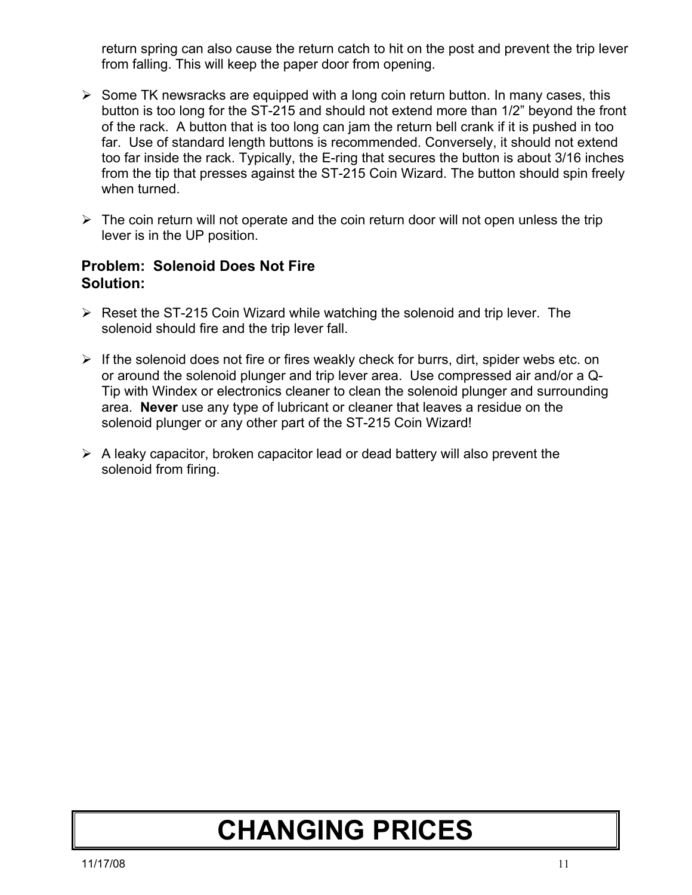return spring can also cause the return catch to hit on the post and prevent the trip lever from falling. This will keep the paper door from opening.

- Some TK newsracks are equipped with a long coin return button. In many cases, this button is too long for the ST-215 and should not extend more than 1/2" beyond the front of the rack. A button that is too long can jam the return bell crank if it is pushed in too far. Use of standard length buttons is recommended. Conversely, it should not extend too far inside the rack. Typically, the E-ring that secures the button is about 3/16 inches from the tip that presses against the ST-215 Coin Wizard. The button should spin freely when turned.

- The coin return will not operate and the coin return door will not open unless the trip lever is in the UP position.

**Problem: Solenoid Does Not Fire**
**Solution:**

- Reset the ST-215 Coin Wizard while watching the solenoid and trip lever. The solenoid should fire and the trip lever fall.

- If the solenoid does not fire or fires weakly check for burrs, dirt, spider webs etc. on or around the solenoid plunger and trip lever area. Use compressed air and/or a Q-Tip with Windex or electronics cleaner to clean the solenoid plunger and surrounding area. **Never** use any type of lubricant or cleaner that leaves a residue on the solenoid plunger or any other part of the ST-215 Coin Wizard!

- A leaky capacitor, broken capacitor lead or dead battery will also prevent the solenoid from firing.

# CHANGING PRICES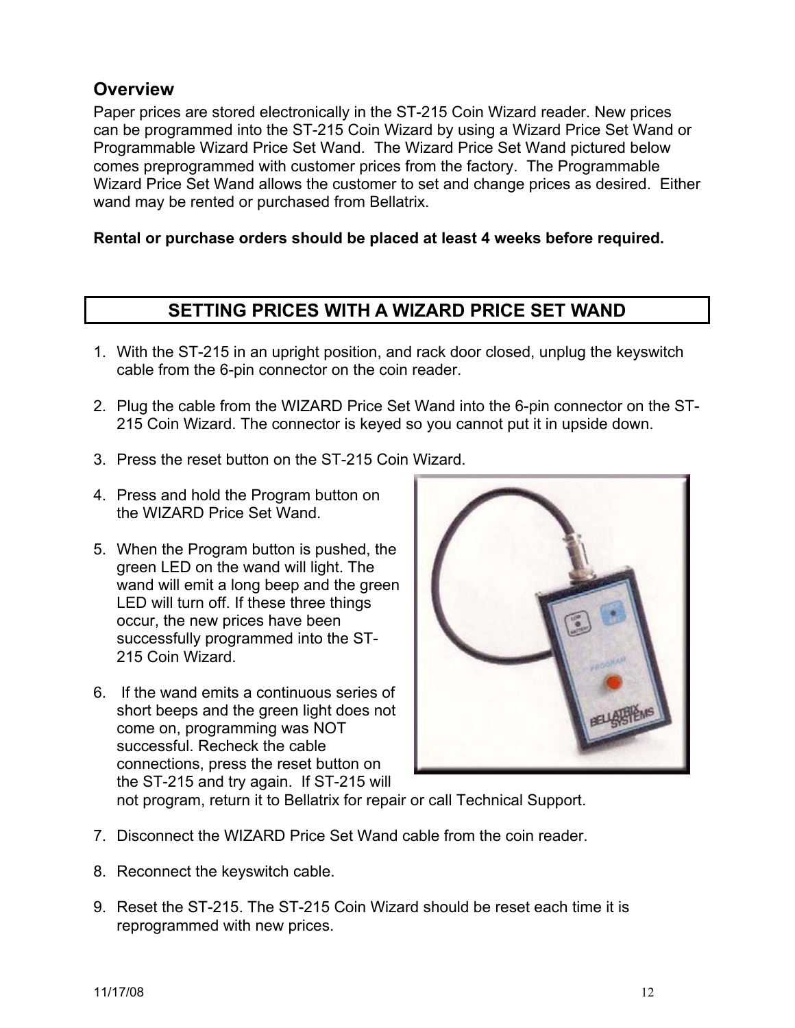## Overview

Paper prices are stored electronically in the ST-215 Coin Wizard reader. New prices can be programmed into the ST-215 Coin Wizard by using a Wizard Price Set Wand or Programmable Wizard Price Set Wand. The Wizard Price Set Wand pictured below comes preprogrammed with customer prices from the factory. The Programmable Wizard Price Set Wand allows the customer to set and change prices as desired. Either wand may be rented or purchased from Bellatrix.

**Rental or purchase orders should be placed at least 4 weeks before required.**

## SETTING PRICES WITH A WIZARD PRICE SET WAND

1. With the ST-215 in an upright position, and rack door closed, unplug the keyswitch cable from the 6-pin connector on the coin reader.

2. Plug the cable from the WIZARD Price Set Wand into the 6-pin connector on the ST-215 Coin Wizard. The connector is keyed so you cannot put it in upside down.

3. Press the reset button on the ST-215 Coin Wizard.

4. Press and hold the Program button on the WIZARD Price Set Wand.

5. When the Program button is pushed, the green LED on the wand will light. The wand will emit a long beep and the green LED will turn off. If these three things occur, the new prices have been successfully programmed into the ST-215 Coin Wizard.

6. If the wand emits a continuous series of short beeps and the green light does not come on, programming was NOT successful. Recheck the cable connections, press the reset button on the ST-215 and try again. If ST-215 will not program, return it to Bellatrix for repair or call Technical Support.

7. Disconnect the WIZARD Price Set Wand cable from the coin reader.

8. Reconnect the keyswitch cable.

9. Reset the ST-215. The ST-215 Coin Wizard should be reset each time it is reprogrammed with new prices.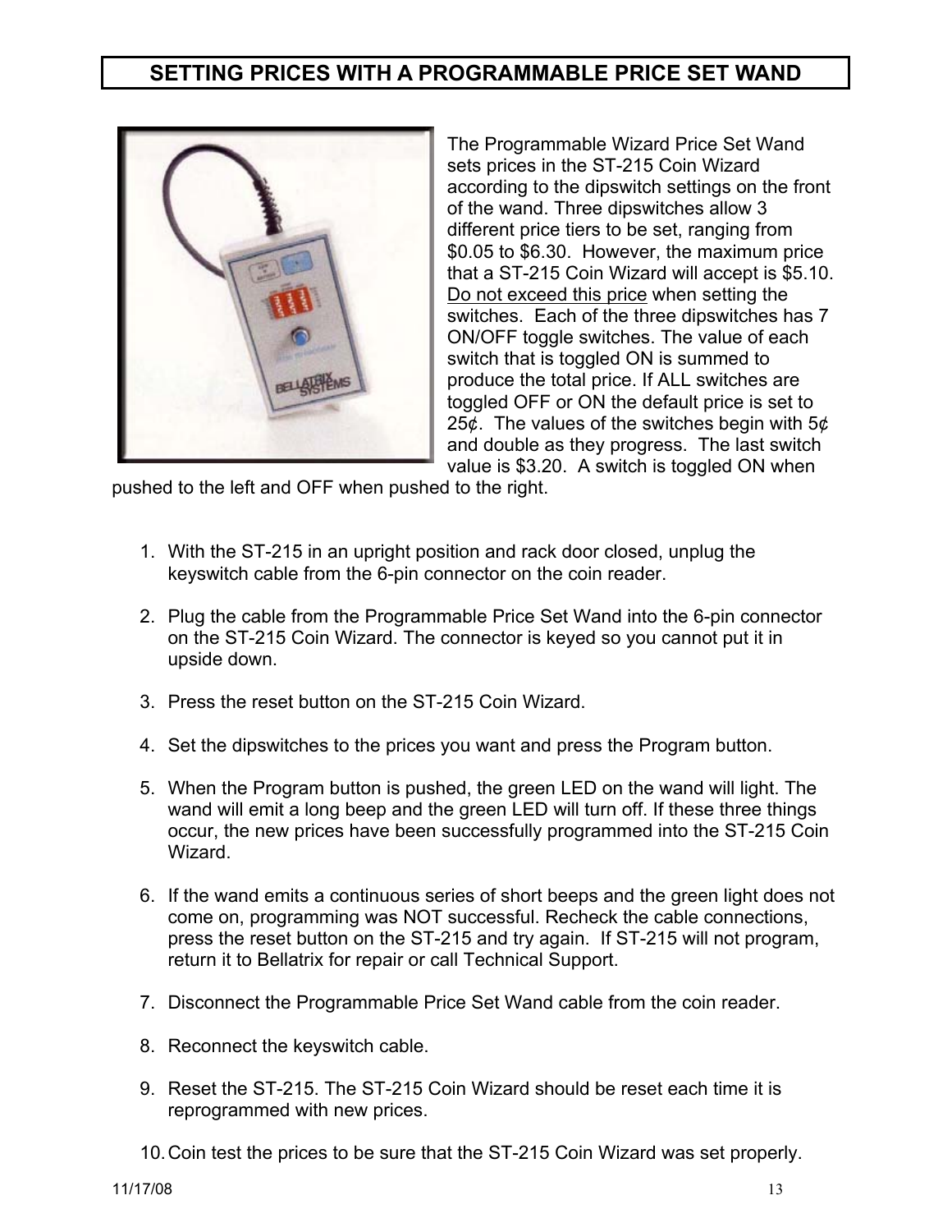# SETTING PRICES WITH A PROGRAMMABLE PRICE SET WAND

The Programmable Wizard Price Set Wand sets prices in the ST-215 Coin Wizard according to the dipswitch settings on the front of the wand. Three dipswitches allow 3 different price tiers to be set, ranging from \$0.05 to \$6.30. However, the maximum price that a ST-215 Coin Wizard will accept is \$5.10. Do not exceed this price when setting the switches. Each of the three dipswitches has 7 ON/OFF toggle switches. The value of each switch that is toggled ON is summed to produce the total price. If ALL switches are toggled OFF or ON the default price is set to 25¢. The values of the switches begin with 5¢ and double as they progress. The last switch value is \$3.20. A switch is toggled ON when pushed to the left and OFF when pushed to the right.

1. With the ST-215 in an upright position and rack door closed, unplug the keyswitch cable from the 6-pin connector on the coin reader.
2. Plug the cable from the Programmable Price Set Wand into the 6-pin connector on the ST-215 Coin Wizard. The connector is keyed so you cannot put it in upside down.
3. Press the reset button on the ST-215 Coin Wizard.
4. Set the dipswitches to the prices you want and press the Program button.
5. When the Program button is pushed, the green LED on the wand will light. The wand will emit a long beep and the green LED will turn off. If these three things occur, the new prices have been successfully programmed into the ST-215 Coin Wizard.
6. If the wand emits a continuous series of short beeps and the green light does not come on, programming was NOT successful. Recheck the cable connections, press the reset button on the ST-215 and try again. If ST-215 will not program, return it to Bellatrix for repair or call Technical Support.
7. Disconnect the Programmable Price Set Wand cable from the coin reader.
8. Reconnect the keyswitch cable.
9. Reset the ST-215. The ST-215 Coin Wizard should be reset each time it is reprogrammed with new prices.
10. Coin test the prices to be sure that the ST-215 Coin Wizard was set properly.

11/17/08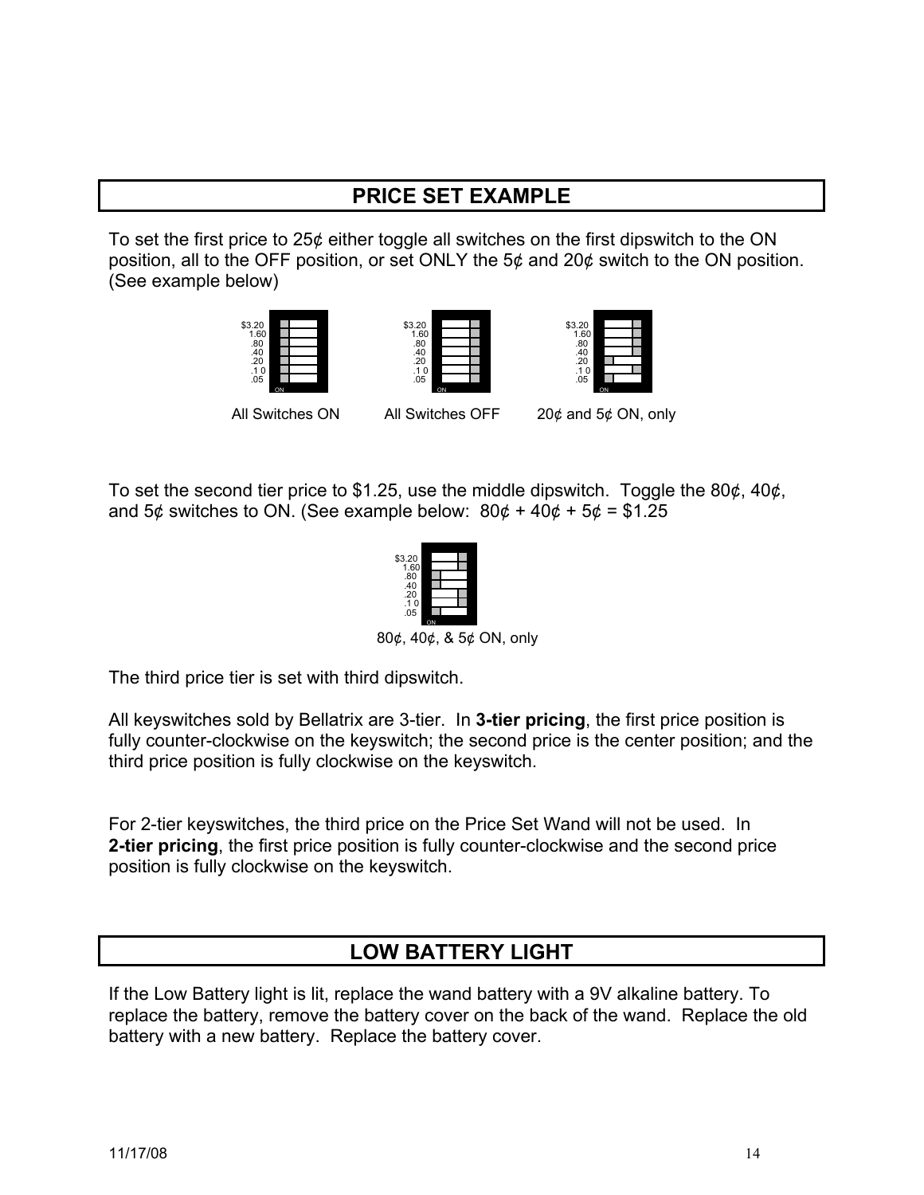## PRICE SET EXAMPLE

To set the first price to 25¢ either toggle all switches on the first dipswitch to the ON position, all to the OFF position, or set ONLY the 5¢ and 20¢ switch to the ON position. (See example below)

All Switches ON &nbsp;&nbsp;&nbsp; All Switches OFF &nbsp;&nbsp;&nbsp; 20¢ and 5¢ ON, only

To set the second tier price to $1.25, use the middle dipswitch. Toggle the 80¢, 40¢, and 5¢ switches to ON. (See example below: 80¢ + 40¢ + 5¢ = $1.25

80¢, 40¢, & 5¢ ON, only

The third price tier is set with third dipswitch.

All keyswitches sold by Bellatrix are 3-tier. In **3-tier pricing**, the first price position is fully counter-clockwise on the keyswitch; the second price is the center position; and the third price position is fully clockwise on the keyswitch.

For 2-tier keyswitches, the third price on the Price Set Wand will not be used. In **2-tier pricing**, the first price position is fully counter-clockwise and the second price position is fully clockwise on the keyswitch.

## LOW BATTERY LIGHT

If the Low Battery light is lit, replace the wand battery with a 9V alkaline battery. To replace the battery, remove the battery cover on the back of the wand. Replace the old battery with a new battery. Replace the battery cover.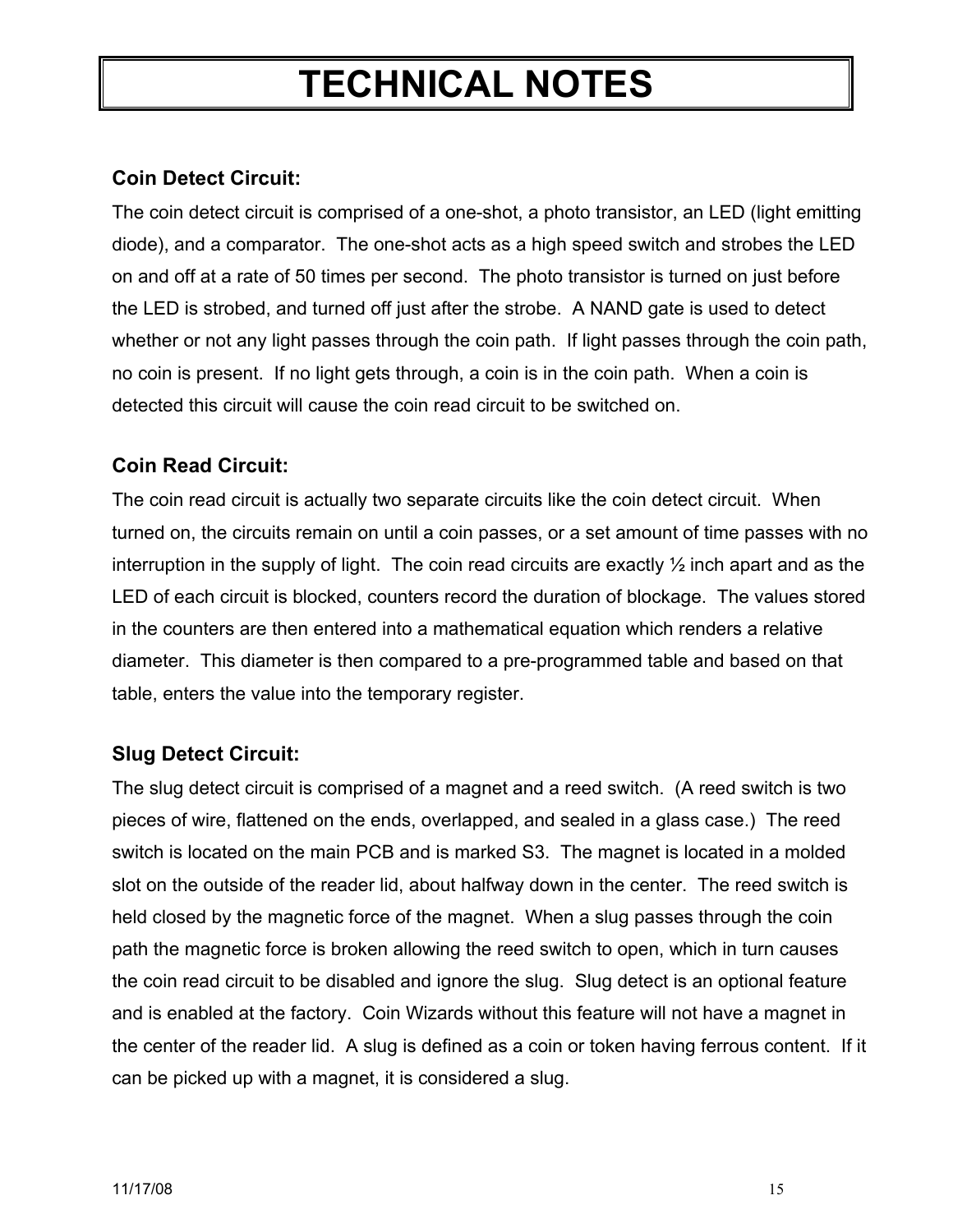# TECHNICAL NOTES

### Coin Detect Circuit:

The coin detect circuit is comprised of a one-shot, a photo transistor, an LED (light emitting diode), and a comparator. The one-shot acts as a high speed switch and strobes the LED on and off at a rate of 50 times per second. The photo transistor is turned on just before the LED is strobed, and turned off just after the strobe. A NAND gate is used to detect whether or not any light passes through the coin path. If light passes through the coin path, no coin is present. If no light gets through, a coin is in the coin path. When a coin is detected this circuit will cause the coin read circuit to be switched on.

### Coin Read Circuit:

The coin read circuit is actually two separate circuits like the coin detect circuit. When turned on, the circuits remain on until a coin passes, or a set amount of time passes with no interruption in the supply of light. The coin read circuits are exactly ½ inch apart and as the LED of each circuit is blocked, counters record the duration of blockage. The values stored in the counters are then entered into a mathematical equation which renders a relative diameter. This diameter is then compared to a pre-programmed table and based on that table, enters the value into the temporary register.

### Slug Detect Circuit:

The slug detect circuit is comprised of a magnet and a reed switch. (A reed switch is two pieces of wire, flattened on the ends, overlapped, and sealed in a glass case.) The reed switch is located on the main PCB and is marked S3. The magnet is located in a molded slot on the outside of the reader lid, about halfway down in the center. The reed switch is held closed by the magnetic force of the magnet. When a slug passes through the coin path the magnetic force is broken allowing the reed switch to open, which in turn causes the coin read circuit to be disabled and ignore the slug. Slug detect is an optional feature and is enabled at the factory. Coin Wizards without this feature will not have a magnet in the center of the reader lid. A slug is defined as a coin or token having ferrous content. If it can be picked up with a magnet, it is considered a slug.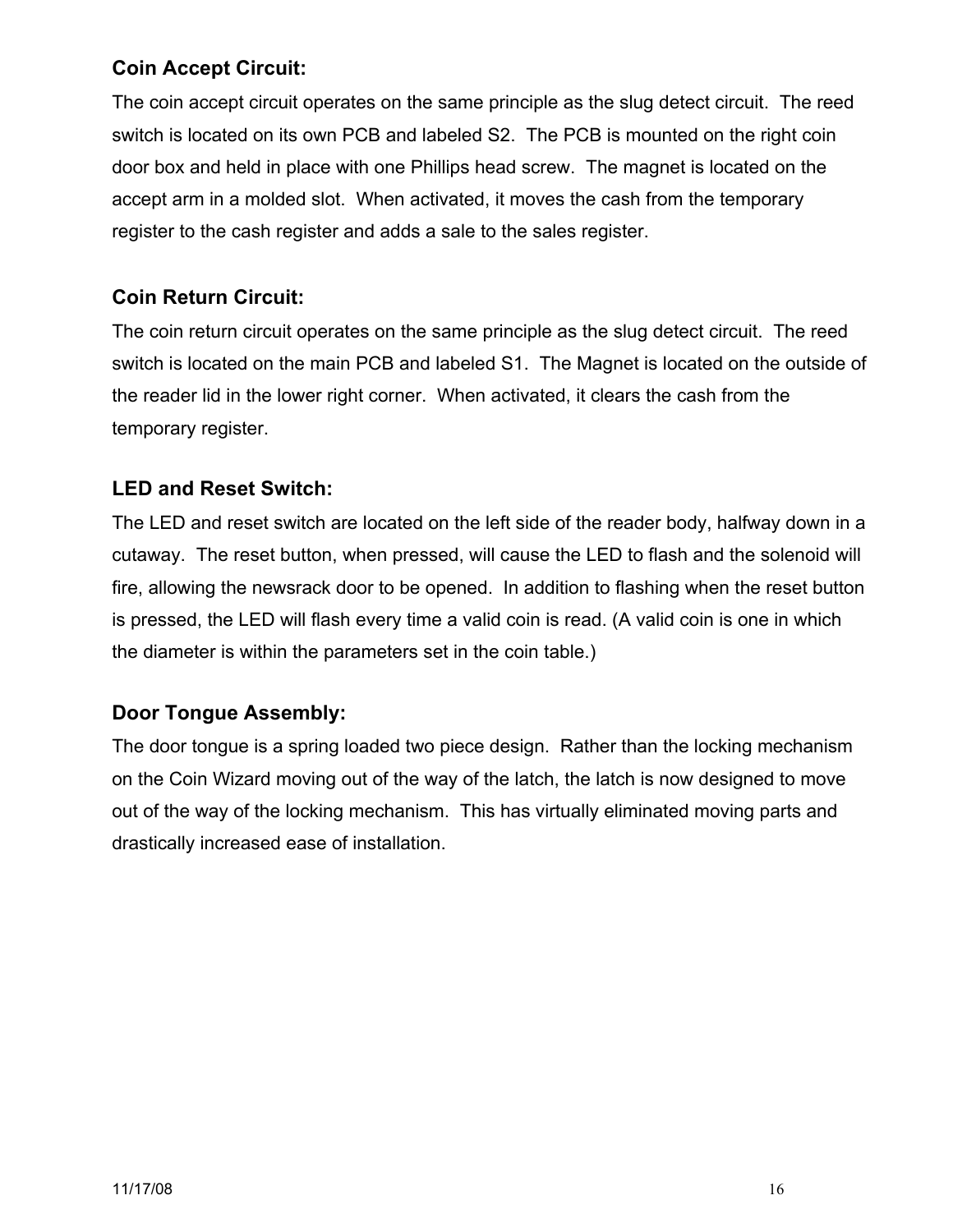### Coin Accept Circuit:

The coin accept circuit operates on the same principle as the slug detect circuit. The reed switch is located on its own PCB and labeled S2. The PCB is mounted on the right coin door box and held in place with one Phillips head screw. The magnet is located on the accept arm in a molded slot. When activated, it moves the cash from the temporary register to the cash register and adds a sale to the sales register.

### Coin Return Circuit:

The coin return circuit operates on the same principle as the slug detect circuit. The reed switch is located on the main PCB and labeled S1. The Magnet is located on the outside of the reader lid in the lower right corner. When activated, it clears the cash from the temporary register.

### LED and Reset Switch:

The LED and reset switch are located on the left side of the reader body, halfway down in a cutaway. The reset button, when pressed, will cause the LED to flash and the solenoid will fire, allowing the newsrack door to be opened. In addition to flashing when the reset button is pressed, the LED will flash every time a valid coin is read. (A valid coin is one in which the diameter is within the parameters set in the coin table.)

### Door Tongue Assembly:

The door tongue is a spring loaded two piece design. Rather than the locking mechanism on the Coin Wizard moving out of the way of the latch, the latch is now designed to move out of the way of the locking mechanism. This has virtually eliminated moving parts and drastically increased ease of installation.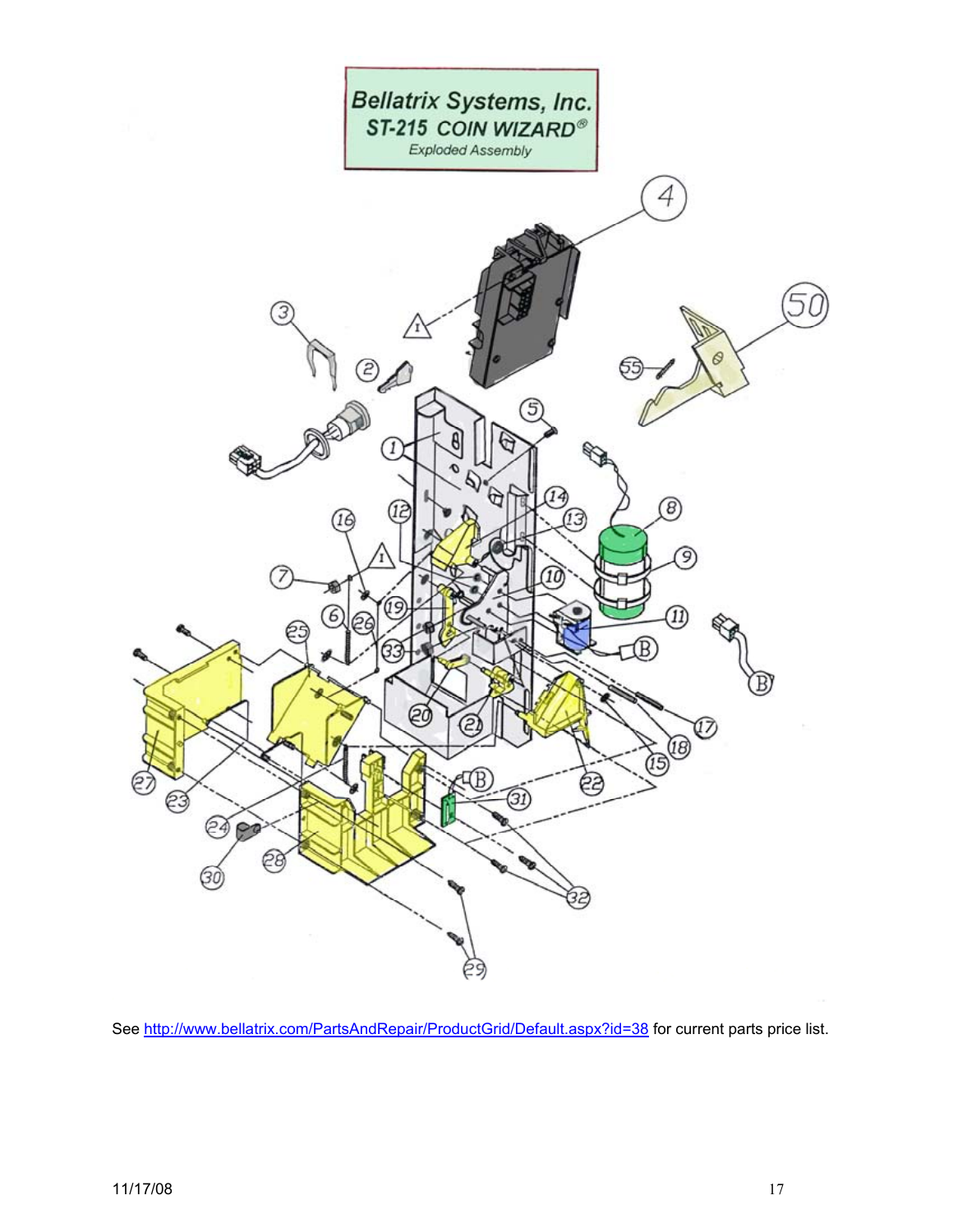Bellatrix Systems, Inc.
ST-215 COIN WIZARD®
Exploded Assembly

4
50
3
2
55
5
1
14
16
12
13
8
7
9
10
6
26
19
11
25
33
B
B
20
21
17
18
27
15
22
23
B
31
24
30
28
32
29

See http://www.bellatrix.com/PartsAndRepair/ProductGrid/Default.aspx?id=38 for current parts price list.

11/17/08